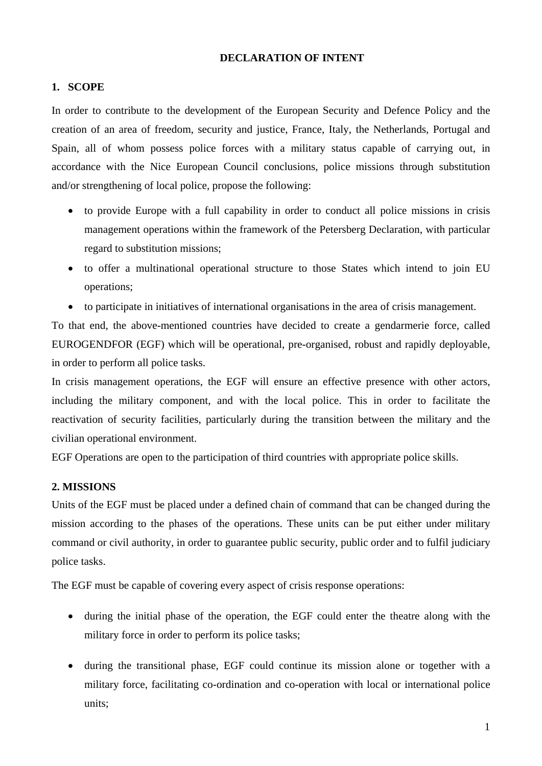# DECLARATION OF INTENT

## 1. SCOPE

In order to contribute to the development of the European Security and Defence Policy and the creation of an area of freedom, security and justice, France, Italy, the Netherlands, Portugal and Spain, all of whom possess police forces with a military status capable of carrying out, in accordance with the Nice European Council conclusions, police missions through substitution and/or strengthening of local police, propose the following:

- to provide Europe with a full capability in order to conduct all police missions in crisis management operations within the framework of the Petersberg Declaration, with particular regard to substitution missions;
- to offer a multinational operational structure to those States which intend to join EU operations;
- to participate in initiatives of international organisations in the area of crisis management.

To that end, the above-mentioned countries have decided to create a gendarmerie force, called EUROGENDFOR (EGF) which will be operational, pre-organised, robust and rapidly deployable, in order to perform all police tasks.

In crisis management operations, the EGF will ensure an effective presence with other actors, including the military component, and with the local police. This in order to facilitate the reactivation of security facilities, particularly during the transition between the military and the civilian operational environment.

EGF Operations are open to the participation of third countries with appropriate police skills.

## 2. MISSIONS

Units of the EGF must be placed under a defined chain of command that can be changed during the mission according to the phases of the operations. These units can be put either under military command or civil authority, in order to guarantee public security, public order and to fulfil judiciary police tasks.

The EGF must be capable of covering every aspect of crisis response operations:

- during the initial phase of the operation, the EGF could enter the theatre along with the military force in order to perform its police tasks;
- during the transitional phase, EGF could continue its mission alone or together with a military force, facilitating co-ordination and co-operation with local or international police units;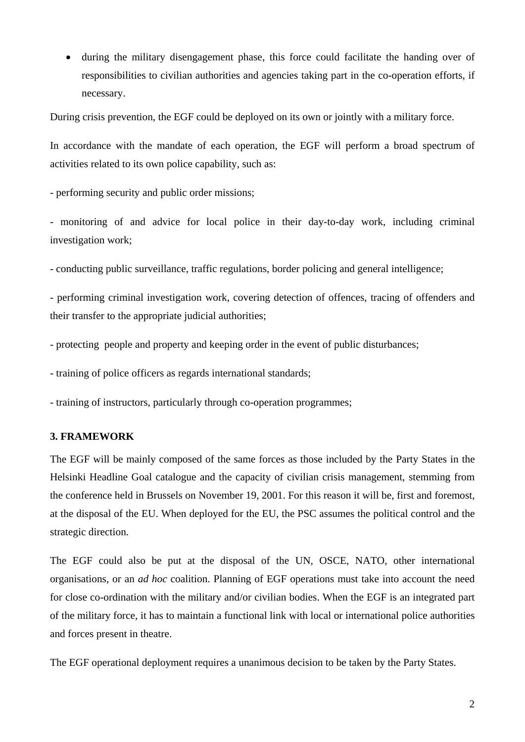- during the military disengagement phase, this force could facilitate the handing over of responsibilities to civilian authorities and agencies taking part in the co-operation efforts, if necessary.

During crisis prevention, the EGF could be deployed on its own or jointly with a military force.

In accordance with the mandate of each operation, the EGF will perform a broad spectrum of activities related to its own police capability, such as:

- performing security and public order missions;

- monitoring of and advice for local police in their day-to-day work, including criminal investigation work;

- conducting public surveillance, traffic regulations, border policing and general intelligence;

- performing criminal investigation work, covering detection of offences, tracing of offenders and their transfer to the appropriate judicial authorities;

- protecting people and property and keeping order in the event of public disturbances;

- training of police officers as regards international standards;

- training of instructors, particularly through co-operation programmes;

### 3. FRAMEWORK

The EGF will be mainly composed of the same forces as those included by the Party States in the Helsinki Headline Goal catalogue and the capacity of civilian crisis management, stemming from the conference held in Brussels on November 19, 2001. For this reason it will be, first and foremost, at the disposal of the EU. When deployed for the EU, the PSC assumes the political control and the strategic direction.

The EGF could also be put at the disposal of the UN, OSCE, NATO, other international organisations, or an *ad hoc* coalition. Planning of EGF operations must take into account the need for close co-ordination with the military and/or civilian bodies. When the EGF is an integrated part of the military force, it has to maintain a functional link with local or international police authorities and forces present in theatre.

The EGF operational deployment requires a unanimous decision to be taken by the Party States.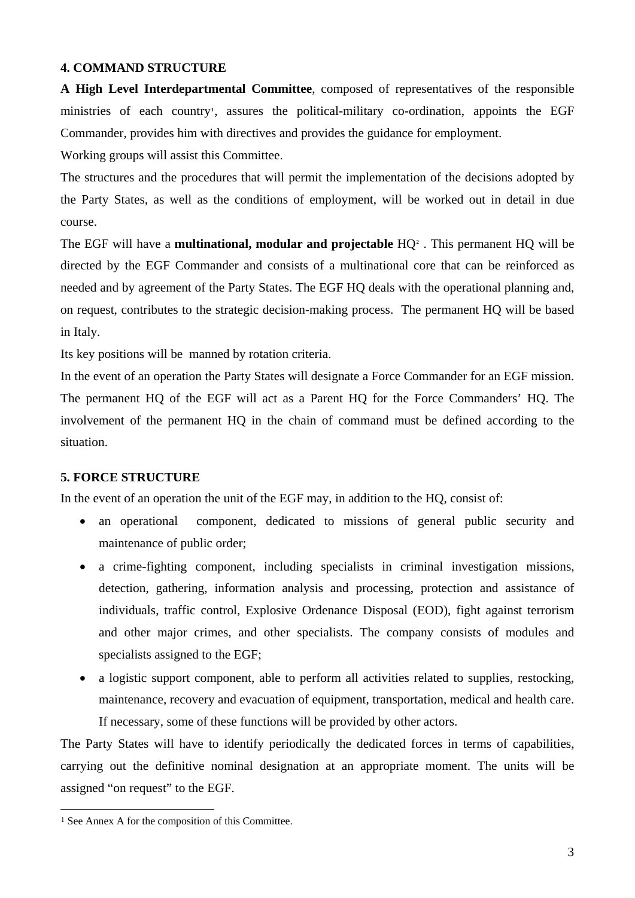## 4. COMMAND STRUCTURE

**A High Level Interdepartmental Committee**, composed of representatives of the responsible ministries of each country[1], assures the political-military co-ordination, appoints the EGF Commander, provides him with directives and provides the guidance for employment.

Working groups will assist this Committee.

The structures and the procedures that will permit the implementation of the decisions adopted by the Party States, as well as the conditions of employment, will be worked out in detail in due course.

The EGF will have a **multinational, modular and projectable** HQ[2] . This permanent HQ will be directed by the EGF Commander and consists of a multinational core that can be reinforced as needed and by agreement of the Party States. The EGF HQ deals with the operational planning and, on request, contributes to the strategic decision-making process. The permanent HQ will be based in Italy.

Its key positions will be manned by rotation criteria.

In the event of an operation the Party States will designate a Force Commander for an EGF mission. The permanent HQ of the EGF will act as a Parent HQ for the Force Commanders' HQ. The involvement of the permanent HQ in the chain of command must be defined according to the situation.

## 5. FORCE STRUCTURE

In the event of an operation the unit of the EGF may, in addition to the HQ, consist of:

- an operational component, dedicated to missions of general public security and maintenance of public order;
- a crime-fighting component, including specialists in criminal investigation missions, detection, gathering, information analysis and processing, protection and assistance of individuals, traffic control, Explosive Ordenance Disposal (EOD), fight against terrorism and other major crimes, and other specialists. The company consists of modules and specialists assigned to the EGF;
- a logistic support component, able to perform all activities related to supplies, restocking, maintenance, recovery and evacuation of equipment, transportation, medical and health care. If necessary, some of these functions will be provided by other actors.

The Party States will have to identify periodically the dedicated forces in terms of capabilities, carrying out the definitive nominal designation at an appropriate moment. The units will be assigned "on request" to the EGF.

---

[1] See Annex A for the composition of this Committee.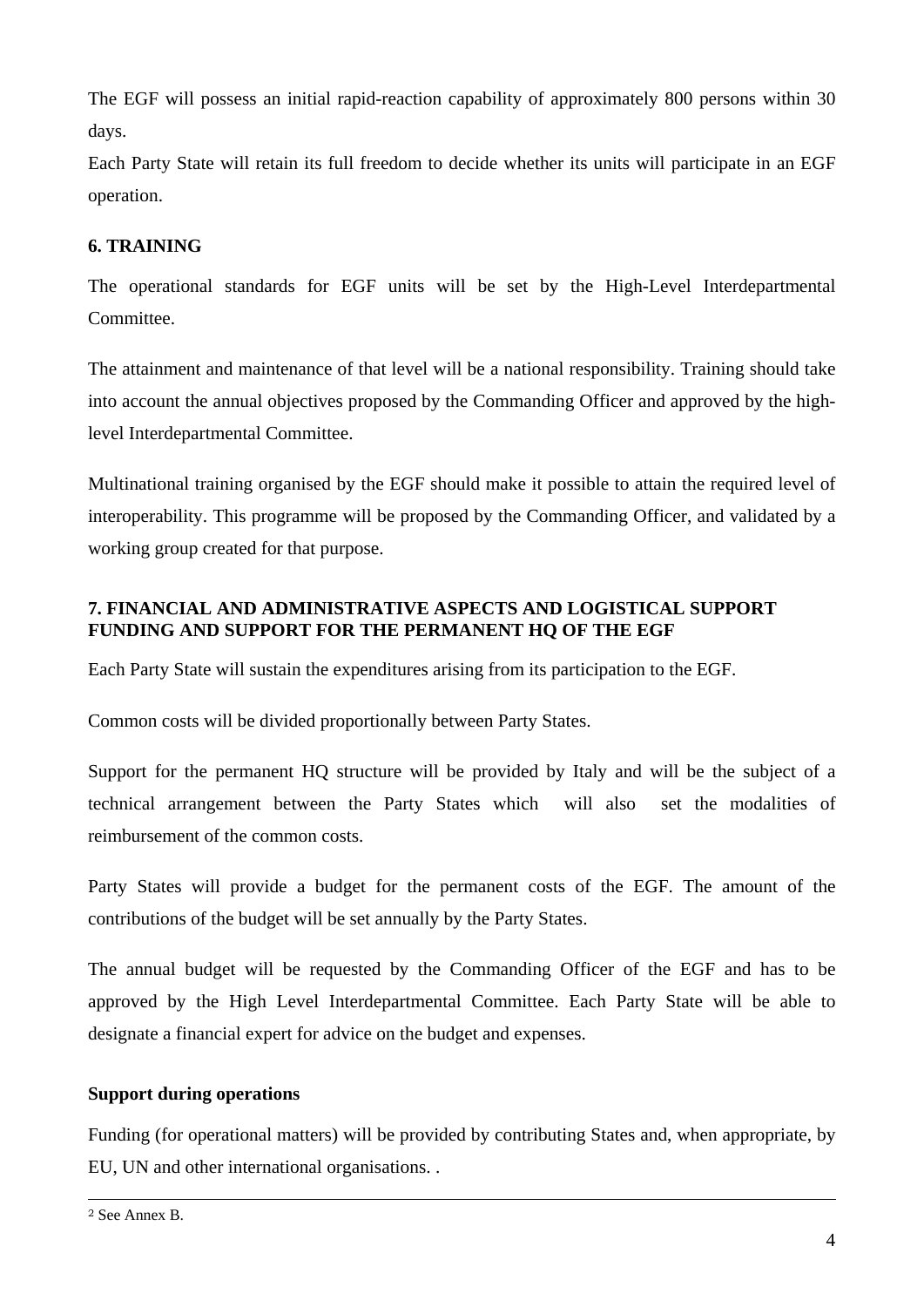The EGF will possess an initial rapid-reaction capability of approximately 800 persons within 30 days.

Each Party State will retain its full freedom to decide whether its units will participate in an EGF operation.

## 6. TRAINING

The operational standards for EGF units will be set by the High-Level Interdepartmental Committee.

The attainment and maintenance of that level will be a national responsibility. Training should take into account the annual objectives proposed by the Commanding Officer and approved by the high-level Interdepartmental Committee.

Multinational training organised by the EGF should make it possible to attain the required level of interoperability. This programme will be proposed by the Commanding Officer, and validated by a working group created for that purpose.

## 7. FINANCIAL AND ADMINISTRATIVE ASPECTS AND LOGISTICAL SUPPORT FUNDING AND SUPPORT FOR THE PERMANENT HQ OF THE EGF

Each Party State will sustain the expenditures arising from its participation to the EGF.

Common costs will be divided proportionally between Party States.

Support for the permanent HQ structure will be provided by Italy and will be the subject of a technical arrangement between the Party States which will also set the modalities of reimbursement of the common costs.

Party States will provide a budget for the permanent costs of the EGF. The amount of the contributions of the budget will be set annually by the Party States.

The annual budget will be requested by the Commanding Officer of the EGF and has to be approved by the High Level Interdepartmental Committee. Each Party State will be able to designate a financial expert for advice on the budget and expenses.

**Support during operations**

Funding (for operational matters) will be provided by contributing States and, when appropriate, by EU, UN and other international organisations. .

---

[2] See Annex B.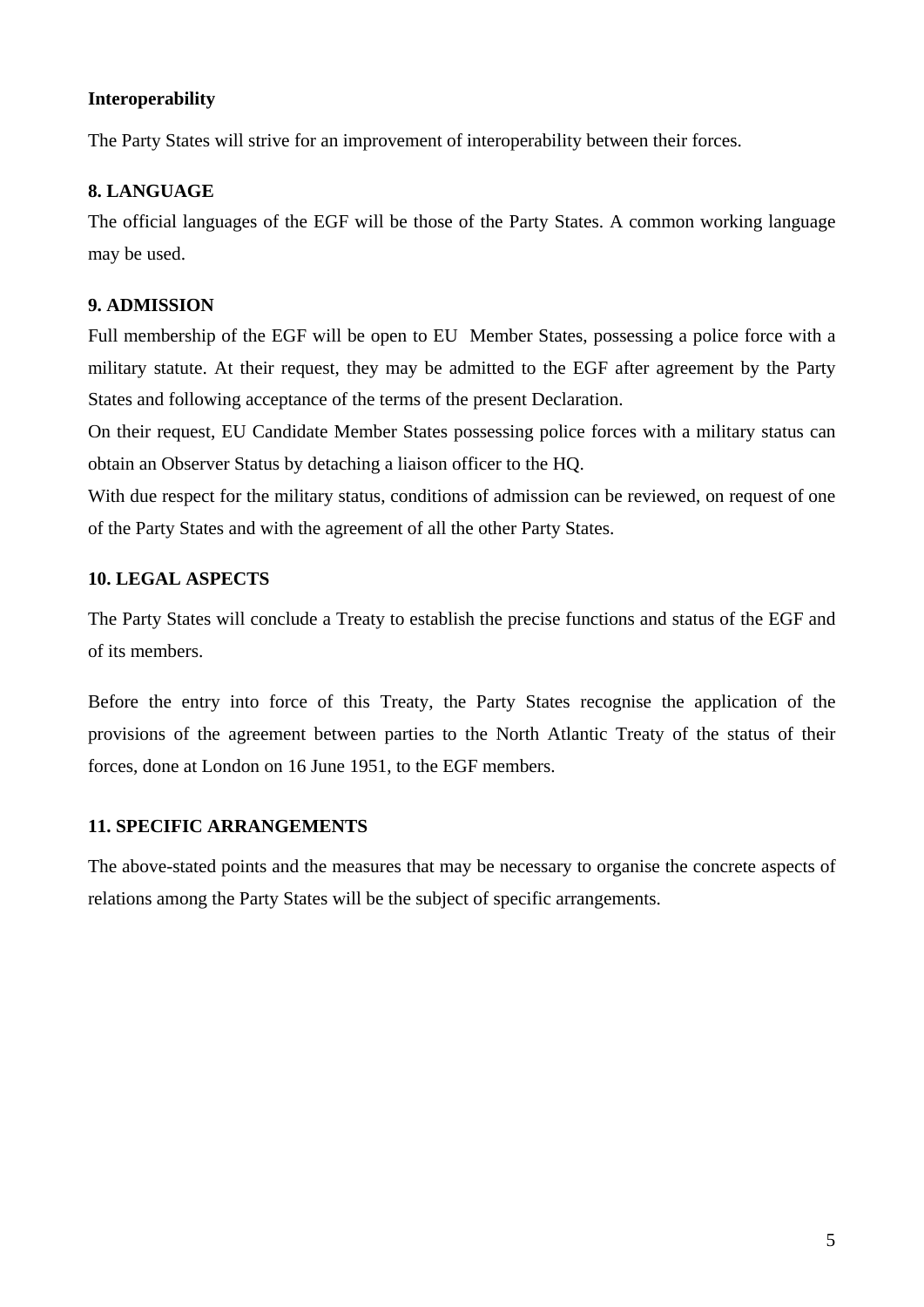**Interoperability**

The Party States will strive for an improvement of interoperability between their forces.

**8. LANGUAGE**

The official languages of the EGF will be those of the Party States. A common working language may be used.

**9. ADMISSION**

Full membership of the EGF will be open to EU Member States, possessing a police force with a military statute. At their request, they may be admitted to the EGF after agreement by the Party States and following acceptance of the terms of the present Declaration.

On their request, EU Candidate Member States possessing police forces with a military status can obtain an Observer Status by detaching a liaison officer to the HQ.

With due respect for the military status, conditions of admission can be reviewed, on request of one of the Party States and with the agreement of all the other Party States.

**10. LEGAL ASPECTS**

The Party States will conclude a Treaty to establish the precise functions and status of the EGF and of its members.

Before the entry into force of this Treaty, the Party States recognise the application of the provisions of the agreement between parties to the North Atlantic Treaty of the status of their forces, done at London on 16 June 1951, to the EGF members.

**11. SPECIFIC ARRANGEMENTS**

The above-stated points and the measures that may be necessary to organise the concrete aspects of relations among the Party States will be the subject of specific arrangements.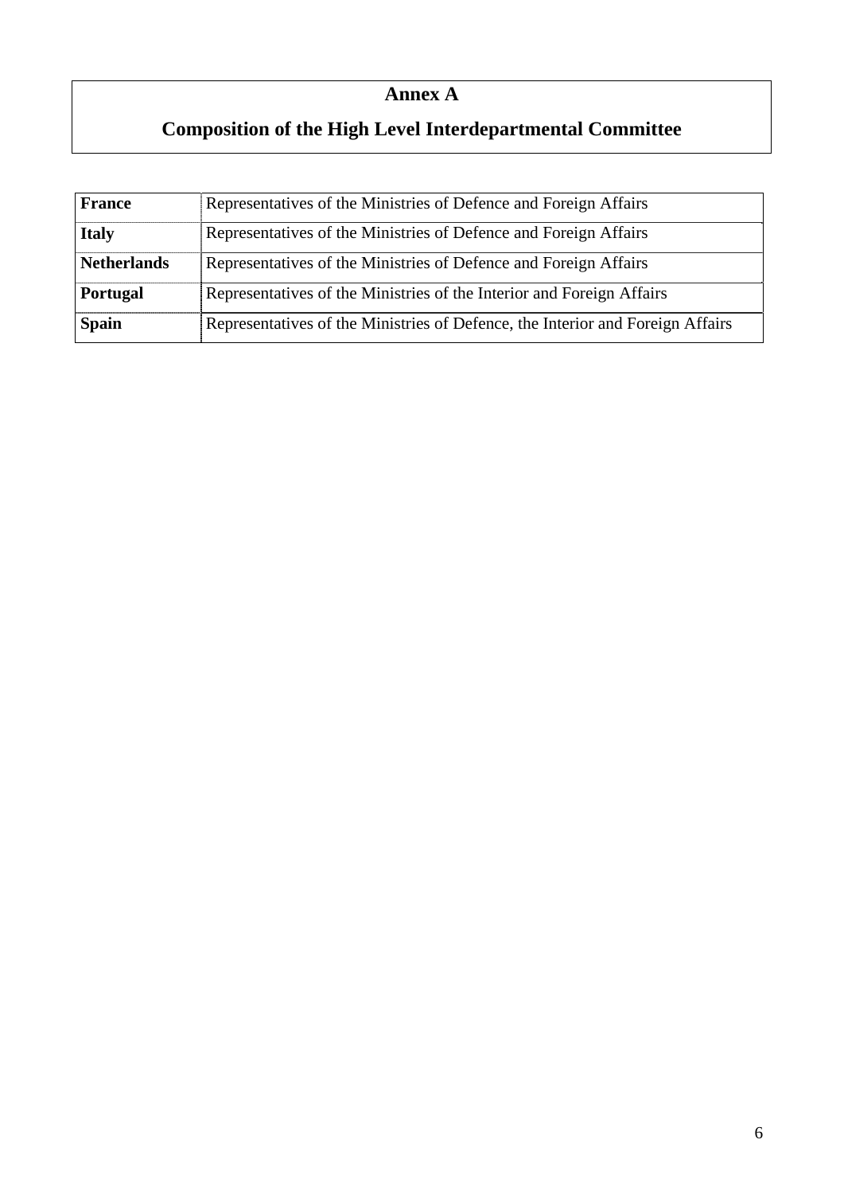# Annex A

## Composition of the High Level Interdepartmental Committee

| | |
|---|---|
| **France** | Representatives of the Ministries of Defence and Foreign Affairs |
| **Italy** | Representatives of the Ministries of Defence and Foreign Affairs |
| **Netherlands** | Representatives of the Ministries of Defence and Foreign Affairs |
| **Portugal** | Representatives of the Ministries of the Interior and Foreign Affairs |
| **Spain** | Representatives of the Ministries of Defence, the Interior and Foreign Affairs |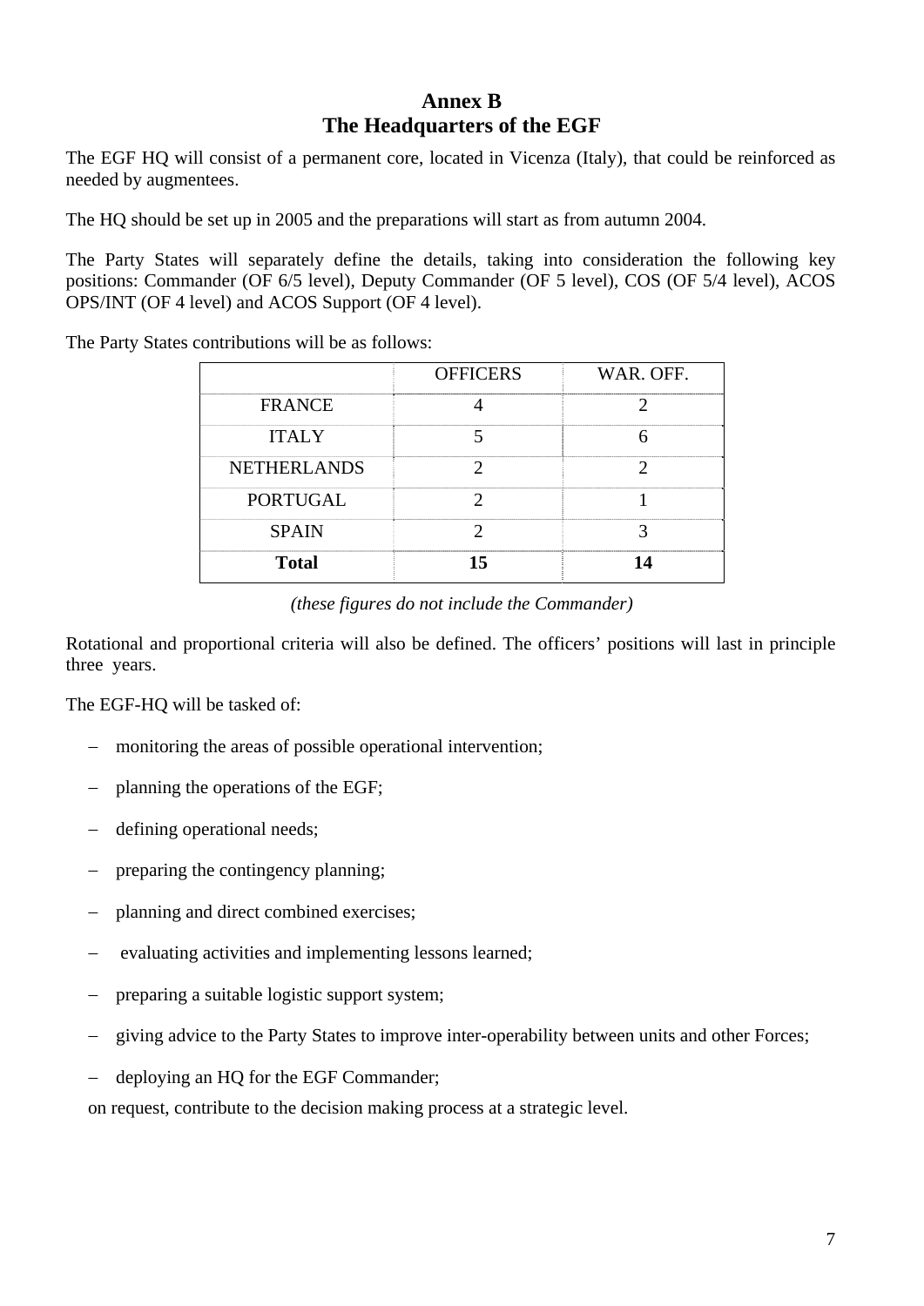# Annex B
# The Headquarters of the EGF

The EGF HQ will consist of a permanent core, located in Vicenza (Italy), that could be reinforced as needed by augmentees.

The HQ should be set up in 2005 and the preparations will start as from autumn 2004.

The Party States will separately define the details, taking into consideration the following key positions: Commander (OF 6/5 level), Deputy Commander (OF 5 level), COS (OF 5/4 level), ACOS OPS/INT (OF 4 level) and ACOS Support (OF 4 level).

The Party States contributions will be as follows:

| | OFFICERS | WAR. OFF. |
|---|---|---|
| FRANCE | 4 | 2 |
| ITALY | 5 | 6 |
| NETHERLANDS | 2 | 2 |
| PORTUGAL | 2 | 1 |
| SPAIN | 2 | 3 |
| **Total** | **15** | **14** |

*(these figures do not include the Commander)*

Rotational and proportional criteria will also be defined. The officers' positions will last in principle three years.

The EGF-HQ will be tasked of:

- monitoring the areas of possible operational intervention;
- planning the operations of the EGF;
- defining operational needs;
- preparing the contingency planning;
- planning and direct combined exercises;
- evaluating activities and implementing lessons learned;
- preparing a suitable logistic support system;
- giving advice to the Party States to improve inter-operability between units and other Forces;
- deploying an HQ for the EGF Commander;

on request, contribute to the decision making process at a strategic level.